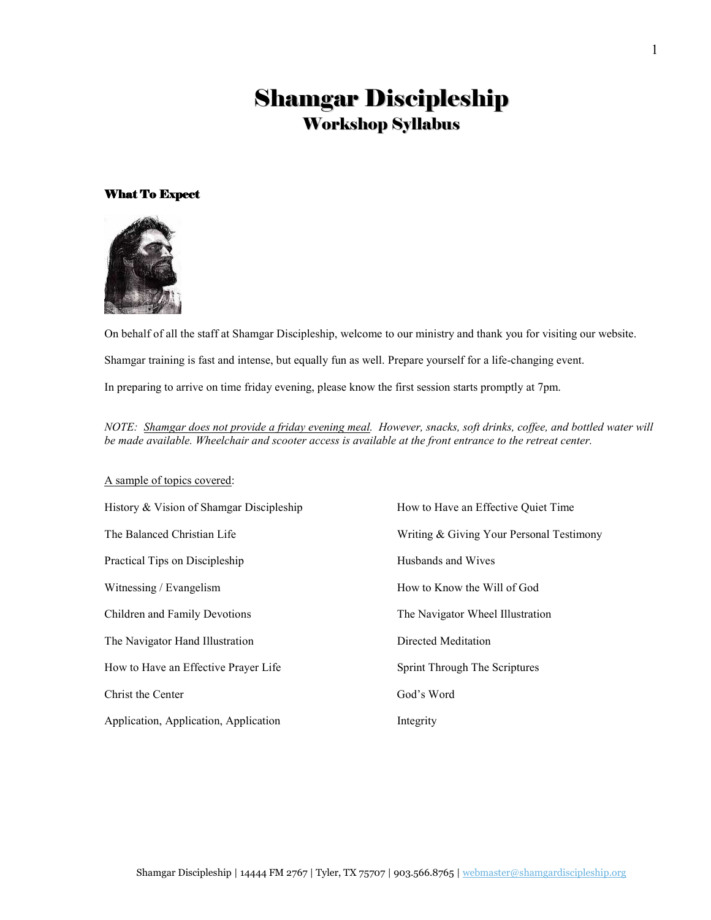# Shamgar Discipleship
## Workshop Syllabus

### What To Expect

On behalf of all the staff at Shamgar Discipleship, welcome to our ministry and thank you for visiting our website.

Shamgar training is fast and intense, but equally fun as well. Prepare yourself for a life-changing event.

In preparing to arrive on time friday evening, please know the first session starts promptly at 7pm.

*NOTE: Shamgar does not provide a friday evening meal. However, snacks, soft drinks, coffee, and bottled water will be made available. Wheelchair and scooter access is available at the front entrance to the retreat center.*

A sample of topics covered:

- History & Vision of Shamgar Discipleship
- The Balanced Christian Life
- Practical Tips on Discipleship
- Witnessing / Evangelism
- Children and Family Devotions
- The Navigator Hand Illustration
- How to Have an Effective Prayer Life
- Christ the Center
- Application, Application, Application
- How to Have an Effective Quiet Time
- Writing & Giving Your Personal Testimony
- Husbands and Wives
- How to Know the Will of God
- The Navigator Wheel Illustration
- Directed Meditation
- Sprint Through The Scriptures
- God's Word
- Integrity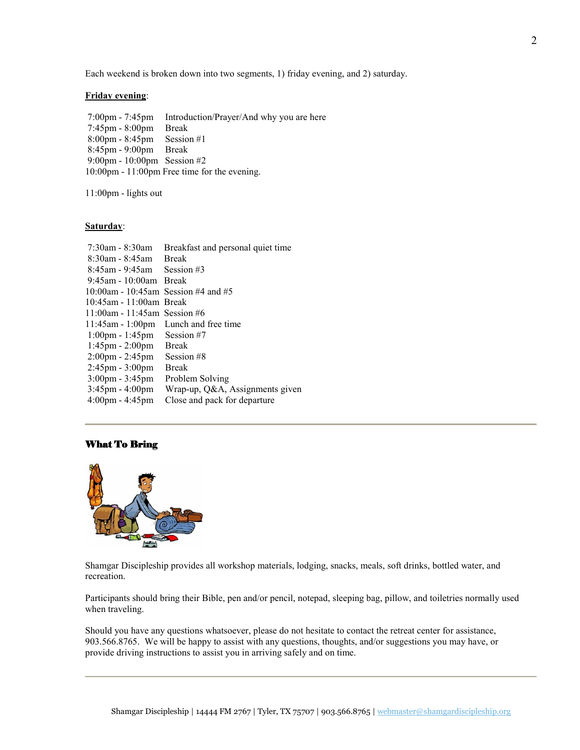Each weekend is broken down into two segments, 1) friday evening, and 2) saturday.

**Friday evening**:

| | |
|---|---|
| 7:00pm - 7:45pm | Introduction/Prayer/And why you are here |
| 7:45pm - 8:00pm | Break |
| 8:00pm - 8:45pm | Session #1 |
| 8:45pm - 9:00pm | Break |
| 9:00pm - 10:00pm | Session #2 |
| 10:00pm - 11:00pm | Free time for the evening. |

11:00pm - lights out

**Saturday**:

| | |
|---|---|
| 7:30am - 8:30am | Breakfast and personal quiet time |
| 8:30am - 8:45am | Break |
| 8:45am - 9:45am | Session #3 |
| 9:45am - 10:00am | Break |
| 10:00am - 10:45am | Session #4 and #5 |
| 10:45am - 11:00am | Break |
| 11:00am - 11:45am | Session #6 |
| 11:45am - 1:00pm | Lunch and free time |
| 1:00pm - 1:45pm | Session #7 |
| 1:45pm - 2:00pm | Break |
| 2:00pm - 2:45pm | Session #8 |
| 2:45pm - 3:00pm | Break |
| 3:00pm - 3:45pm | Problem Solving |
| 3:45pm - 4:00pm | Wrap-up, Q&A, Assignments given |
| 4:00pm - 4:45pm | Close and pack for departure |

---

## What To Bring

Shamgar Discipleship provides all workshop materials, lodging, snacks, meals, soft drinks, bottled water, and recreation.

Participants should bring their Bible, pen and/or pencil, notepad, sleeping bag, pillow, and toiletries normally used when traveling.

Should you have any questions whatsoever, please do not hesitate to contact the retreat center for assistance, 903.566.8765. We will be happy to assist with any questions, thoughts, and/or suggestions you may have, or provide driving instructions to assist you in arriving safely and on time.

---

Shamgar Discipleship | 14444 FM 2767 | Tyler, TX 75707 | 903.566.8765 | webmaster@shamgardiscipleship.org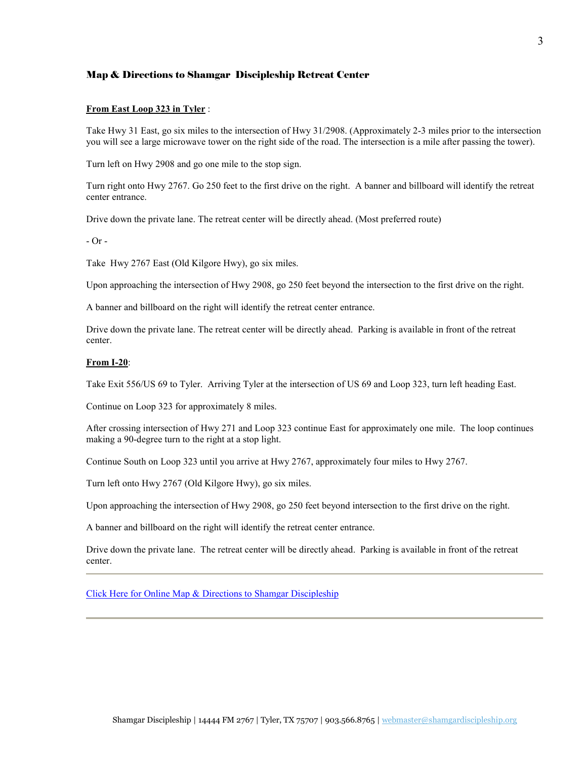## Map & Directions to Shamgar  Discipleship Retreat Center

**From East Loop 323 in Tyler** :

Take Hwy 31 East, go six miles to the intersection of Hwy 31/2908. (Approximately 2-3 miles prior to the intersection you will see a large microwave tower on the right side of the road. The intersection is a mile after passing the tower).

Turn left on Hwy 2908 and go one mile to the stop sign.

Turn right onto Hwy 2767. Go 250 feet to the first drive on the right.  A banner and billboard will identify the retreat center entrance.

Drive down the private lane. The retreat center will be directly ahead. (Most preferred route)

\- Or -

Take  Hwy 2767 East (Old Kilgore Hwy), go six miles.

Upon approaching the intersection of Hwy 2908, go 250 feet beyond the intersection to the first drive on the right.

A banner and billboard on the right will identify the retreat center entrance.

Drive down the private lane. The retreat center will be directly ahead.  Parking is available in front of the retreat center.

**From I-20**:

Take Exit 556/US 69 to Tyler.  Arriving Tyler at the intersection of US 69 and Loop 323, turn left heading East.

Continue on Loop 323 for approximately 8 miles.

After crossing intersection of Hwy 271 and Loop 323 continue East for approximately one mile.  The loop continues making a 90-degree turn to the right at a stop light.

Continue South on Loop 323 until you arrive at Hwy 2767, approximately four miles to Hwy 2767.

Turn left onto Hwy 2767 (Old Kilgore Hwy), go six miles.

Upon approaching the intersection of Hwy 2908, go 250 feet beyond intersection to the first drive on the right.

A banner and billboard on the right will identify the retreat center entrance.

Drive down the private lane.  The retreat center will be directly ahead.  Parking is available in front of the retreat center.

---

Click Here for Online Map & Directions to Shamgar Discipleship

---

Shamgar Discipleship | 14444 FM 2767 | Tyler, TX 75707 | 903.566.8765 | webmaster@shamgardiscipleship.org